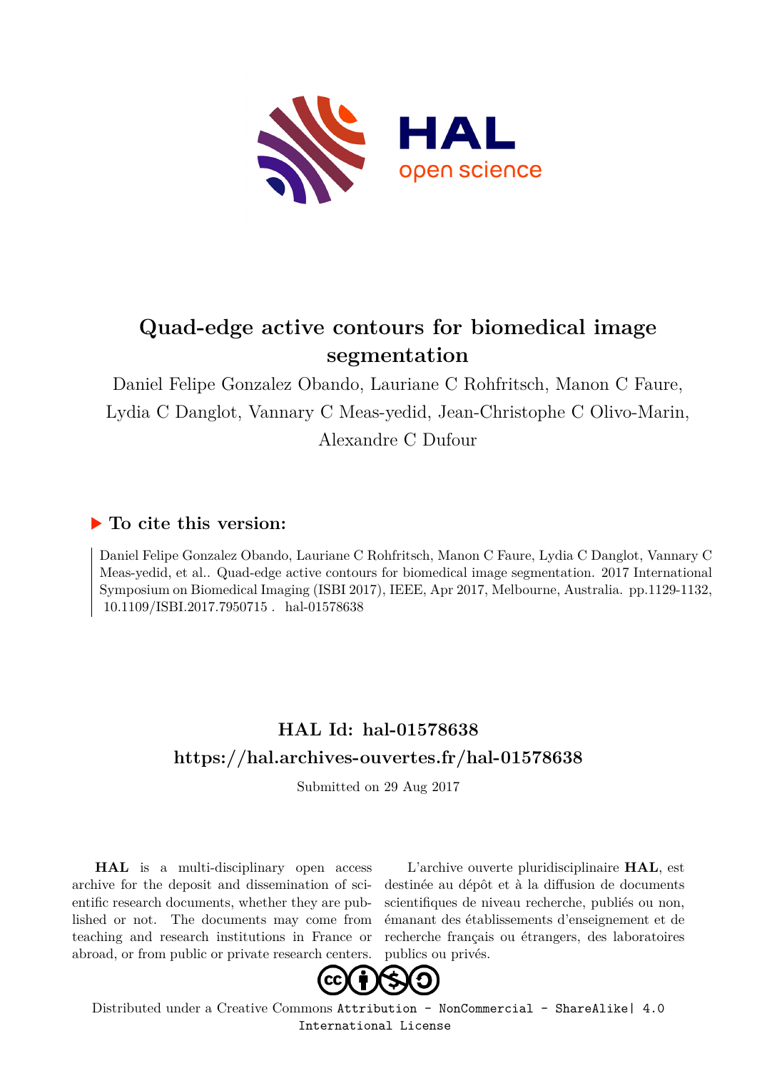# Quad-edge active contours for biomedical image segmentation

Daniel Felipe Gonzalez Obando, Lauriane C Rohfritsch, Manon C Faure, Lydia C Danglot, Vannary C Meas-yedid, Jean-Christophe C Olivo-Marin, Alexandre C Dufour

## ▶ To cite this version:

Daniel Felipe Gonzalez Obando, Lauriane C Rohfritsch, Manon C Faure, Lydia C Danglot, Vannary C Meas-yedid, et al.. Quad-edge active contours for biomedical image segmentation. 2017 International Symposium on Biomedical Imaging (ISBI 2017), IEEE, Apr 2017, Melbourne, Australia. pp.1129-1132, 10.1109/ISBI.2017.7950715 . hal-01578638

## HAL Id: hal-01578638
## https://hal.archives-ouvertes.fr/hal-01578638

Submitted on 29 Aug 2017

**HAL** is a multi-disciplinary open access archive for the deposit and dissemination of scientific research documents, whether they are published or not. The documents may come from teaching and research institutions in France or abroad, or from public or private research centers.

L'archive ouverte pluridisciplinaire **HAL**, est destinée au dépôt et à la diffusion de documents scientifiques de niveau recherche, publiés ou non, émanant des établissements d'enseignement et de recherche français ou étrangers, des laboratoires publics ou privés.

Distributed under a Creative Commons Attribution - NonCommercial - ShareAlike| 4.0 International License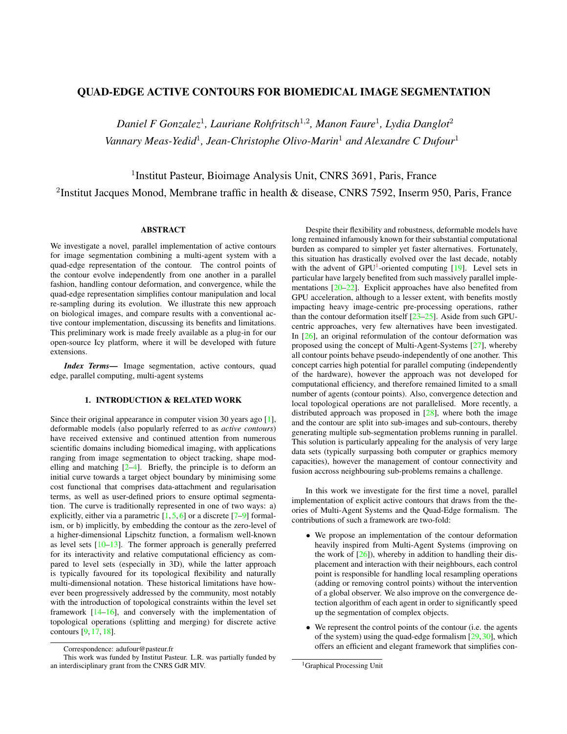# QUAD-EDGE ACTIVE CONTOURS FOR BIOMEDICAL IMAGE SEGMENTATION

*Daniel F Gonzalez*[1], *Lauriane Rohfritsch*[1,2], *Manon Faure*[1], *Lydia Danglot*[2]
*Vannary Meas-Yedid*[1], *Jean-Christophe Olivo-Marin*[1] *and Alexandre C Dufour*[1]

[1]Institut Pasteur, Bioimage Analysis Unit, CNRS 3691, Paris, France

[2]Institut Jacques Monod, Membrane traffic in health & disease, CNRS 7592, Inserm 950, Paris, France

## ABSTRACT

We investigate a novel, parallel implementation of active contours for image segmentation combining a multi-agent system with a quad-edge representation of the contour. The control points of the contour evolve independently from one another in a parallel fashion, handling contour deformation, and convergence, while the quad-edge representation simplifies contour manipulation and local re-sampling during its evolution. We illustrate this new approach on biological images, and compare results with a conventional active contour implementation, discussing its benefits and limitations. This preliminary work is made freely available as a plug-in for our open-source Icy platform, where it will be developed with future extensions.

***Index Terms***— Image segmentation, active contours, quad edge, parallel computing, multi-agent systems

## 1. INTRODUCTION & RELATED WORK

Since their original appearance in computer vision 30 years ago [1], deformable models (also popularly referred to as *active contours*) have received extensive and continued attention from numerous scientific domains including biomedical imaging, with applications ranging from image segmentation to object tracking, shape modelling and matching [2–4]. Briefly, the principle is to deform an initial curve towards a target object boundary by minimising some cost functional that comprises data-attachment and regularisation terms, as well as user-defined priors to ensure optimal segmentation. The curve is traditionally represented in one of two ways: a) explicitly, either via a parametric [1, 5, 6] or a discrete [7–9] formalism, or b) implicitly, by embedding the contour as the zero-level of a higher-dimensional Lipschitz function, a formalism well-known as level sets [10–13]. The former approach is generally preferred for its interactivity and relative computational efficiency as compared to level sets (especially in 3D), while the latter approach is typically favoured for its topological flexibility and naturally multi-dimensional notation. These historical limitations have however been progressively addressed by the community, most notably with the introduction of topological constraints within the level set framework [14–16], and conversely with the implementation of topological operations (splitting and merging) for discrete active contours [9, 17, 18].

Despite their flexibility and robustness, deformable models have long remained infamously known for their substantial computational burden as compared to simpler yet faster alternatives. Fortunately, this situation has drastically evolved over the last decade, notably with the advent of GPU[1]-oriented computing [19]. Level sets in particular have largely benefited from such massively parallel implementations [20–22]. Explicit approaches have also benefited from GPU acceleration, although to a lesser extent, with benefits mostly impacting heavy image-centric pre-processing operations, rather than the contour deformation itself [23–25]. Aside from such GPU-centric approaches, very few alternatives have been investigated. In [26], an original reformulation of the contour deformation was proposed using the concept of Multi-Agent-Systems [27], whereby all contour points behave pseudo-independently of one another. This concept carries high potential for parallel computing (independently of the hardware), however the approach was not developed for computational efficiency, and therefore remained limited to a small number of agents (contour points). Also, convergence detection and local topological operations are not parallelised. More recently, a distributed approach was proposed in [28], where both the image and the contour are split into sub-images and sub-contours, thereby generating multiple sub-segmentation problems running in parallel. This solution is particularly appealing for the analysis of very large data sets (typically surpassing both computer or graphics memory capacities), however the management of contour connectivity and fusion accross neighbouring sub-problems remains a challenge.

In this work we investigate for the first time a novel, parallel implementation of explicit active contours that draws from the theories of Multi-Agent Systems and the Quad-Edge formalism. The contributions of such a framework are two-fold:

- We propose an implementation of the contour deformation heavily inspired from Multi-Agent Systems (improving on the work of [26]), whereby in addition to handling their displacement and interaction with their neighbours, each control point is responsible for handling local resampling operations (adding or removing control points) without the intervention of a global observer. We also improve on the convergence detection algorithm of each agent in order to significantly speed up the segmentation of complex objects.
- We represent the control points of the contour (i.e. the agents of the system) using the quad-edge formalism [29, 30], which offers an efficient and elegant framework that simplifies con-

Correspondence: adufour@pasteur.fr

This work was funded by Institut Pasteur. L.R. was partially funded by an interdisciplinary grant from the CNRS GdR MIV.

[1]Graphical Processing Unit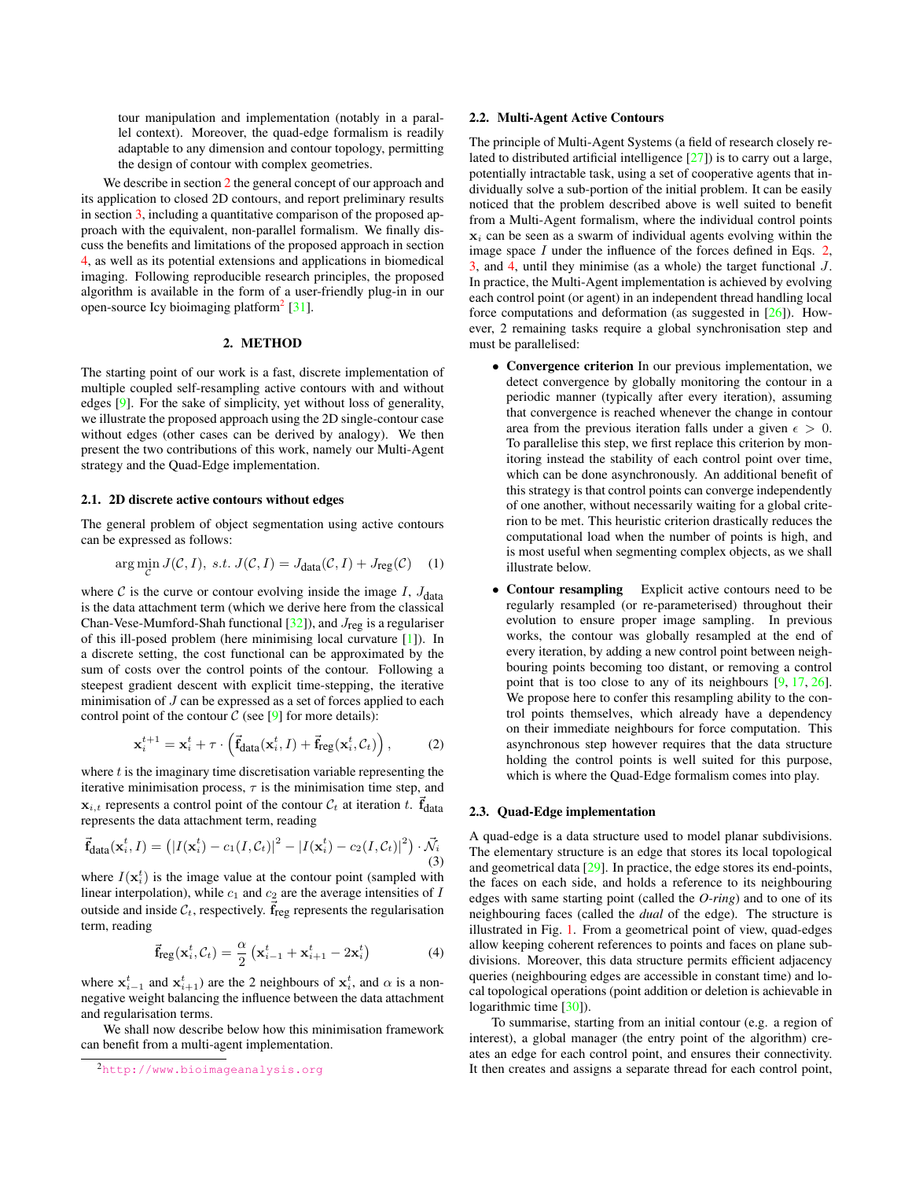tour manipulation and implementation (notably in a parallel context). Moreover, the quad-edge formalism is readily adaptable to any dimension and contour topology, permitting the design of contour with complex geometries.

We describe in section 2 the general concept of our approach and its application to closed 2D contours, and report preliminary results in section 3, including a quantitative comparison of the proposed approach with the equivalent, non-parallel formalism. We finally discuss the benefits and limitations of the proposed approach in section 4, as well as its potential extensions and applications in biomedical imaging. Following reproducible research principles, the proposed algorithm is available in the form of a user-friendly plug-in in our open-source Icy bioimaging platform[2] [31].

## 2. METHOD

The starting point of our work is a fast, discrete implementation of multiple coupled self-resampling active contours with and without edges [9]. For the sake of simplicity, yet without loss of generality, we illustrate the proposed approach using the 2D single-contour case without edges (other cases can be derived by analogy). We then present the two contributions of this work, namely our Multi-Agent strategy and the Quad-Edge implementation.

### 2.1. 2D discrete active contours without edges

The general problem of object segmentation using active contours can be expressed as follows:

$$\arg\min_{\mathcal{C}} J(\mathcal{C}, I), \;\; s.t. \;\; J(\mathcal{C}, I) = J_{\text{data}}(\mathcal{C}, I) + J_{\text{reg}}(\mathcal{C}) \tag{1}$$

where $\mathcal{C}$ is the curve or contour evolving inside the image $I$, $J_{\text{data}}$ is the data attachment term (which we derive here from the classical Chan-Vese-Mumford-Shah functional [32]), and $J_{\text{reg}}$ is a regulariser of this ill-posed problem (here minimising local curvature [1]). In a discrete setting, the cost functional can be approximated by the sum of costs over the control points of the contour. Following a steepest gradient descent with explicit time-stepping, the iterative minimisation of $J$ can be expressed as a set of forces applied to each control point of the contour $\mathcal{C}$ (see [9] for more details):

$$\mathbf{x}_i^{t+1} = \mathbf{x}_i^t + \tau \cdot \left( \vec{\mathbf{f}}_{\text{data}}(\mathbf{x}_i^t, I) + \vec{\mathbf{f}}_{\text{reg}}(\mathbf{x}_i^t, \mathcal{C}_t) \right), \tag{2}$$

where $t$ is the imaginary time discretisation variable representing the iterative minimisation process, $\tau$ is the minimisation time step, and $\mathbf{x}_{i,t}$ represents a control point of the contour $\mathcal{C}_t$ at iteration $t$. $\vec{\mathbf{f}}_{\text{data}}$ represents the data attachment term, reading

$$\vec{\mathbf{f}}_{\text{data}}(\mathbf{x}_i^t, I) = \left( |I(\mathbf{x}_i^t) - c_1(I, \mathcal{C}_t)|^2 - |I(\mathbf{x}_i^t) - c_2(I, \mathcal{C}_t)|^2 \right) \cdot \vec{\mathcal{N}_i} \tag{3}$$

where $I(\mathbf{x}_i^t)$ is the image value at the contour point (sampled with linear interpolation), while $c_1$ and $c_2$ are the average intensities of $I$ outside and inside $\mathcal{C}_t$, respectively. $\vec{\mathbf{f}}_{\text{reg}}$ represents the regularisation term, reading

$$\vec{\mathbf{f}}_{\text{reg}}(\mathbf{x}_i^t, \mathcal{C}_t) = \frac{\alpha}{2} \left( \mathbf{x}_{i-1}^t + \mathbf{x}_{i+1}^t - 2\mathbf{x}_i^t \right) \tag{4}$$

where $\mathbf{x}_{i-1}^t$ and $\mathbf{x}_{i+1}^t$) are the 2 neighbours of $\mathbf{x}_i^t$, and $\alpha$ is a non-negative weight balancing the influence between the data attachment and regularisation terms.

We shall now describe below how this minimisation framework can benefit from a multi-agent implementation.

[2] http://www.bioimageanalysis.org

### 2.2. Multi-Agent Active Contours

The principle of Multi-Agent Systems (a field of research closely related to distributed artificial intelligence [27]) is to carry out a large, potentially intractable task, using a set of cooperative agents that individually solve a sub-portion of the initial problem. It can be easily noticed that the problem described above is well suited to benefit from a Multi-Agent formalism, where the individual control points $\mathbf{x}_i$ can be seen as a swarm of individual agents evolving within the image space $I$ under the influence of the forces defined in Eqs. 2, 3, and 4, until they minimise (as a whole) the target functional $J$. In practice, the Multi-Agent implementation is achieved by evolving each control point (or agent) in an independent thread handling local force computations and deformation (as suggested in [26]). However, 2 remaining tasks require a global synchronisation step and must be parallelised:

- **Convergence criterion** In our previous implementation, we detect convergence by globally monitoring the contour in a periodic manner (typically after every iteration), assuming that convergence is reached whenever the change in contour area from the previous iteration falls under a given $\epsilon > 0$. To parallelise this step, we first replace this criterion by monitoring instead the stability of each control point over time, which can be done asynchronously. An additional benefit of this strategy is that control points can converge independently of one another, without necessarily waiting for a global criterion to be met. This heuristic criterion drastically reduces the computational load when the number of points is high, and is most useful when segmenting complex objects, as we shall illustrate below.
- **Contour resampling** Explicit active contours need to be regularly resampled (or re-parameterised) throughout their evolution to ensure proper image sampling. In previous works, the contour was globally resampled at the end of every iteration, by adding a new control point between neighbouring points becoming too distant, or removing a control point that is too close to any of its neighbours [9, 17, 26]. We propose here to confer this resampling ability to the control points themselves, which already have a dependency on their immediate neighbours for force computation. This asynchronous step however requires that the data structure holding the control points is well suited for this purpose, which is where the Quad-Edge formalism comes into play.

### 2.3. Quad-Edge implementation

A quad-edge is a data structure used to model planar subdivisions. The elementary structure is an edge that stores its local topological and geometrical data [29]. In practice, the edge stores its end-points, the faces on each side, and holds a reference to its neighbouring edges with same starting point (called the *O-ring*) and to one of its neighbouring faces (called the *dual* of the edge). The structure is illustrated in Fig. 1. From a geometrical point of view, quad-edges allow keeping coherent references to points and faces on plane subdivisions. Moreover, this data structure permits efficient adjacency queries (neighbouring edges are accessible in constant time) and local topological operations (point addition or deletion is achievable in logarithmic time [30]).

To summarise, starting from an initial contour (e.g. a region of interest), a global manager (the entry point of the algorithm) creates an edge for each control point, and ensures their connectivity. It then creates and assigns a separate thread for each control point,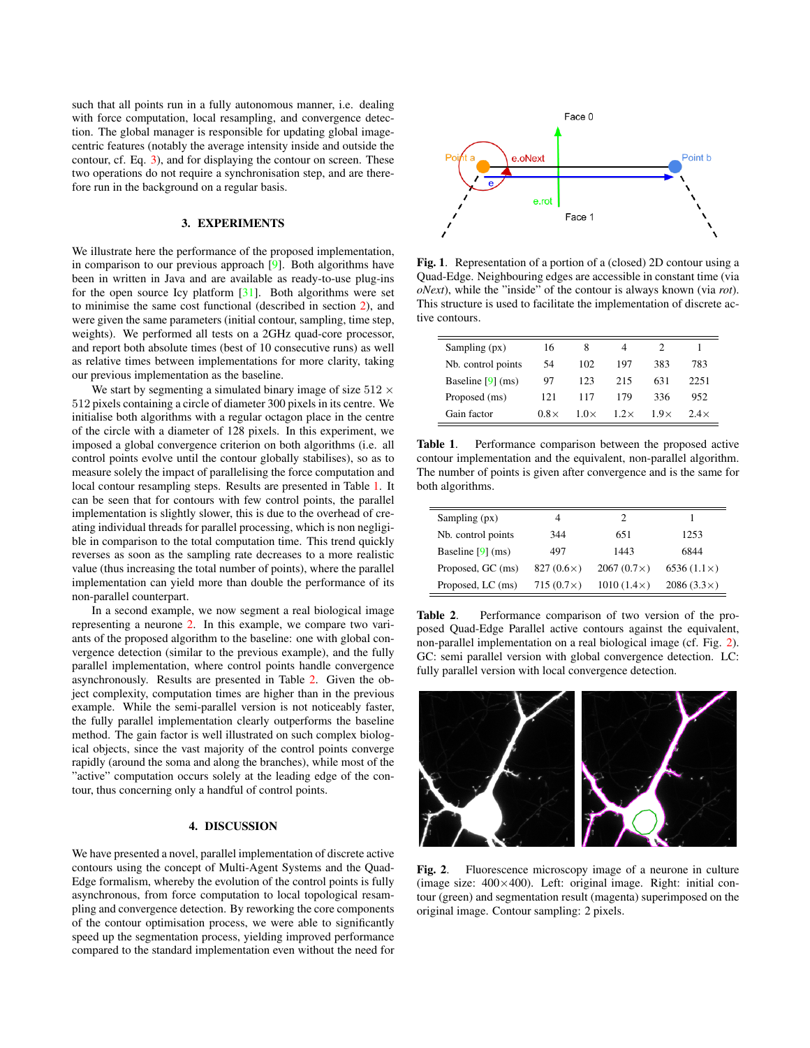such that all points run in a fully autonomous manner, i.e. dealing with force computation, local resampling, and convergence detection. The global manager is responsible for updating global image-centric features (notably the average intensity inside and outside the contour, cf. Eq. 3), and for displaying the contour on screen. These two operations do not require a synchronisation step, and are therefore run in the background on a regular basis.

## 3. EXPERIMENTS

We illustrate here the performance of the proposed implementation, in comparison to our previous approach [9]. Both algorithms have been in written in Java and are available as ready-to-use plug-ins for the open source Icy platform [31]. Both algorithms were set to minimise the same cost functional (described in section 2), and were given the same parameters (initial contour, sampling, time step, weights). We performed all tests on a 2GHz quad-core processor, and report both absolute times (best of 10 consecutive runs) as well as relative times between implementations for more clarity, taking our previous implementation as the baseline.

We start by segmenting a simulated binary image of size $512 \times 512$ pixels containing a circle of diameter 300 pixels in its centre. We initialise both algorithms with a regular octagon place in the centre of the circle with a diameter of 128 pixels. In this experiment, we imposed a global convergence criterion on both algorithms (i.e. all control points evolve until the contour globally stabilises), so as to measure solely the impact of parallelising the force computation and local contour resampling steps. Results are presented in Table 1. It can be seen that for contours with few control points, the parallel implementation is slightly slower, this is due to the overhead of creating individual threads for parallel processing, which is non negligible in comparison to the total computation time. This trend quickly reverses as soon as the sampling rate decreases to a more realistic value (thus increasing the total number of points), where the parallel implementation can yield more than double the performance of its non-parallel counterpart.

In a second example, we now segment a real biological image representing a neurone 2. In this example, we compare two variants of the proposed algorithm to the baseline: one with global convergence detection (similar to the previous example), and the fully parallel implementation, where control points handle convergence asynchronously. Results are presented in Table 2. Given the object complexity, computation times are higher than in the previous example. While the semi-parallel version is not noticeably faster, the fully parallel implementation clearly outperforms the baseline method. The gain factor is well illustrated on such complex biological objects, since the vast majority of the control points converge rapidly (around the soma and along the branches), while most of the "active" computation occurs solely at the leading edge of the contour, thus concerning only a handful of control points.

## 4. DISCUSSION

We have presented a novel, parallel implementation of discrete active contours using the concept of Multi-Agent Systems and the Quad-Edge formalism, whereby the evolution of the control points is fully asynchronous, from force computation to local topological resampling and convergence detection. By reworking the core components of the contour optimisation process, we were able to significantly speed up the segmentation process, yielding improved performance compared to the standard implementation even without the need for

**Fig. 1**. Representation of a portion of a (closed) 2D contour using a Quad-Edge. Neighbouring edges are accessible in constant time (via *oNext*), while the "inside" of the contour is always known (via *rot*). This structure is used to facilitate the implementation of discrete active contours.

| Sampling (px) | 16 | 8 | 4 | 2 | 1 |
|---|---|---|---|---|---|
| Nb. control points | 54 | 102 | 197 | 383 | 783 |
| Baseline [9] (ms) | 97 | 123 | 215 | 631 | 2251 |
| Proposed (ms) | 121 | 117 | 179 | 336 | 952 |
| Gain factor | 0.8× | 1.0× | 1.2× | 1.9× | 2.4× |

**Table 1**. Performance comparison between the proposed active contour implementation and the equivalent, non-parallel algorithm. The number of points is given after convergence and is the same for both algorithms.

| Sampling (px) | 4 | 2 | 1 |
|---|---|---|---|
| Nb. control points | 344 | 651 | 1253 |
| Baseline [9] (ms) | 497 | 1443 | 6844 |
| Proposed, GC (ms) | 827 (0.6×) | 2067 (0.7×) | 6536 (1.1×) |
| Proposed, LC (ms) | 715 (0.7×) | 1010 (1.4×) | 2086 (3.3×) |

**Table 2**. Performance comparison of two version of the proposed Quad-Edge Parallel active contours against the equivalent, non-parallel implementation on a real biological image (cf. Fig. 2). GC: semi parallel version with global convergence detection. LC: fully parallel version with local convergence detection.

**Fig. 2**. Fluorescence microscopy image of a neurone in culture (image size: 400×400). Left: original image. Right: initial contour (green) and segmentation result (magenta) superimposed on the original image. Contour sampling: 2 pixels.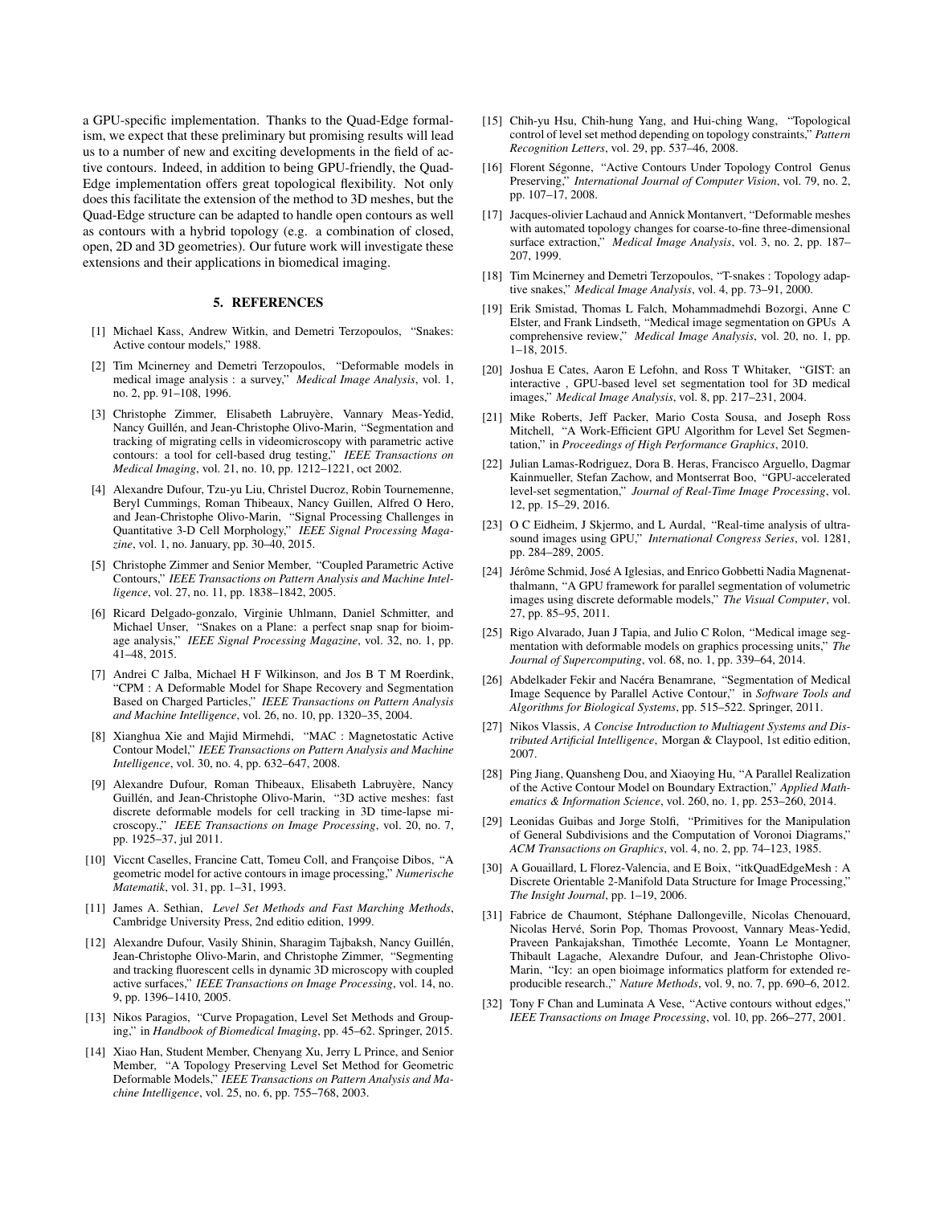a GPU-specific implementation. Thanks to the Quad-Edge formalism, we expect that these preliminary but promising results will lead us to a number of new and exciting developments in the field of active contours. Indeed, in addition to being GPU-friendly, the Quad-Edge implementation offers great topological flexibility. Not only does this facilitate the extension of the method to 3D meshes, but the Quad-Edge structure can be adapted to handle open contours as well as contours with a hybrid topology (e.g. a combination of closed, open, 2D and 3D geometries). Our future work will investigate these extensions and their applications in biomedical imaging.

## 5. REFERENCES

[1] Michael Kass, Andrew Witkin, and Demetri Terzopoulos, "Snakes: Active contour models," 1988.

[2] Tim Mcinerney and Demetri Terzopoulos, "Deformable models in medical image analysis : a survey," *Medical Image Analysis*, vol. 1, no. 2, pp. 91–108, 1996.

[3] Christophe Zimmer, Elisabeth Labruyère, Vannary Meas-Yedid, Nancy Guillén, and Jean-Christophe Olivo-Marin, "Segmentation and tracking of migrating cells in videomicroscopy with parametric active contours: a tool for cell-based drug testing," *IEEE Transactions on Medical Imaging*, vol. 21, no. 10, pp. 1212–1221, oct 2002.

[4] Alexandre Dufour, Tzu-yu Liu, Christel Ducroz, Robin Tournemenne, Beryl Cummings, Roman Thibeaux, Nancy Guillen, Alfred O Hero, and Jean-Christophe Olivo-Marin, "Signal Processing Challenges in Quantitative 3-D Cell Morphology," *IEEE Signal Processing Magazine*, vol. 1, no. January, pp. 30–40, 2015.

[5] Christophe Zimmer and Senior Member, "Coupled Parametric Active Contours," *IEEE Transactions on Pattern Analysis and Machine Intelligence*, vol. 27, no. 11, pp. 1838–1842, 2005.

[6] Ricard Delgado-gonzalo, Virginie Uhlmann, Daniel Schmitter, and Michael Unser, "Snakes on a Plane: a perfect snap snap for bioimage analysis," *IEEE Signal Processing Magazine*, vol. 32, no. 1, pp. 41–48, 2015.

[7] Andrei C Jalba, Michael H F Wilkinson, and Jos B T M Roerdink, "CPM : A Deformable Model for Shape Recovery and Segmentation Based on Charged Particles," *IEEE Transactions on Pattern Analysis and Machine Intelligence*, vol. 26, no. 10, pp. 1320–35, 2004.

[8] Xianghua Xie and Majid Mirmehdi, "MAC : Magnetostatic Active Contour Model," *IEEE Transactions on Pattern Analysis and Machine Intelligence*, vol. 30, no. 4, pp. 632–647, 2008.

[9] Alexandre Dufour, Roman Thibeaux, Elisabeth Labruyère, Nancy Guillén, and Jean-Christophe Olivo-Marin, "3D active meshes: fast discrete deformable models for cell tracking in 3D time-lapse microscopy.," *IEEE Transactions on Image Processing*, vol. 20, no. 7, pp. 1925–37, jul 2011.

[10] Viccnt Caselles, Francine Catt, Tomeu Coll, and Françoise Dibos, "A geometric model for active contours in image processing," *Numerische Matematik*, vol. 31, pp. 1–31, 1993.

[11] James A. Sethian, *Level Set Methods and Fast Marching Methods*, Cambridge University Press, 2nd editio edition, 1999.

[12] Alexandre Dufour, Vasily Shinin, Sharagim Tajbaksh, Nancy Guillén, Jean-Christophe Olivo-Marin, and Christophe Zimmer, "Segmenting and tracking fluorescent cells in dynamic 3D microscopy with coupled active surfaces," *IEEE Transactions on Image Processing*, vol. 14, no. 9, pp. 1396–1410, 2005.

[13] Nikos Paragios, "Curve Propagation, Level Set Methods and Grouping," in *Handbook of Biomedical Imaging*, pp. 45–62. Springer, 2015.

[14] Xiao Han, Student Member, Chenyang Xu, Jerry L Prince, and Senior Member, "A Topology Preserving Level Set Method for Geometric Deformable Models," *IEEE Transactions on Pattern Analysis and Machine Intelligence*, vol. 25, no. 6, pp. 755–768, 2003.

[15] Chih-yu Hsu, Chih-hung Yang, and Hui-ching Wang, "Topological control of level set method depending on topology constraints," *Pattern Recognition Letters*, vol. 29, pp. 537–46, 2008.

[16] Florent Ségonne, "Active Contours Under Topology Control Genus Preserving," *International Journal of Computer Vision*, vol. 79, no. 2, pp. 107–17, 2008.

[17] Jacques-olivier Lachaud and Annick Montanvert, "Deformable meshes with automated topology changes for coarse-to-fine three-dimensional surface extraction," *Medical Image Analysis*, vol. 3, no. 2, pp. 187–207, 1999.

[18] Tim Mcinerney and Demetri Terzopoulos, "T-snakes : Topology adaptive snakes," *Medical Image Analysis*, vol. 4, pp. 73–91, 2000.

[19] Erik Smistad, Thomas L Falch, Mohammadmehdi Bozorgi, Anne C Elster, and Frank Lindseth, "Medical image segmentation on GPUs A comprehensive review," *Medical Image Analysis*, vol. 20, no. 1, pp. 1–18, 2015.

[20] Joshua E Cates, Aaron E Lefohn, and Ross T Whitaker, "GIST: an interactive , GPU-based level set segmentation tool for 3D medical images," *Medical Image Analysis*, vol. 8, pp. 217–231, 2004.

[21] Mike Roberts, Jeff Packer, Mario Costa Sousa, and Joseph Ross Mitchell, "A Work-Efficient GPU Algorithm for Level Set Segmentation," in *Proceedings of High Performance Graphics*, 2010.

[22] Julian Lamas-Rodriguez, Dora B. Heras, Francisco Arguello, Dagmar Kainmueller, Stefan Zachow, and Montserrat Boo, "GPU-accelerated level-set segmentation," *Journal of Real-Time Image Processing*, vol. 12, pp. 15–29, 2016.

[23] O C Eidheim, J Skjermo, and L Aurdal, "Real-time analysis of ultrasound images using GPU," *International Congress Series*, vol. 1281, pp. 284–289, 2005.

[24] Jérôme Schmid, José A Iglesias, and Enrico Gobbetti Nadia Magnenat-thalmann, "A GPU framework for parallel segmentation of volumetric images using discrete deformable models," *The Visual Computer*, vol. 27, pp. 85–95, 2011.

[25] Rigo Alvarado, Juan J Tapia, and Julio C Rolon, "Medical image segmentation with deformable models on graphics processing units," *The Journal of Supercomputing*, vol. 68, no. 1, pp. 339–64, 2014.

[26] Abdelkader Fekir and Nacéra Benamrane, "Segmentation of Medical Image Sequence by Parallel Active Contour," in *Software Tools and Algorithms for Biological Systems*, pp. 515–522. Springer, 2011.

[27] Nikos Vlassis, *A Concise Introduction to Multiagent Systems and Distributed Artificial Intelligence*, Morgan & Claypool, 1st editio edition, 2007.

[28] Ping Jiang, Quansheng Dou, and Xiaoying Hu, "A Parallel Realization of the Active Contour Model on Boundary Extraction," *Applied Mathematics & Information Science*, vol. 260, no. 1, pp. 253–260, 2014.

[29] Leonidas Guibas and Jorge Stolfi, "Primitives for the Manipulation of General Subdivisions and the Computation of Voronoi Diagrams," *ACM Transactions on Graphics*, vol. 4, no. 2, pp. 74–123, 1985.

[30] A Gouaillard, L Florez-Valencia, and E Boix, "itkQuadEdgeMesh : A Discrete Orientable 2-Manifold Data Structure for Image Processing," *The Insight Journal*, pp. 1–19, 2006.

[31] Fabrice de Chaumont, Stéphane Dallongeville, Nicolas Chenouard, Nicolas Hervé, Sorin Pop, Thomas Provoost, Vannary Meas-Yedid, Praveen Pankajakshan, Timothée Lecomte, Yoann Le Montagner, Thibault Lagache, Alexandre Dufour, and Jean-Christophe Olivo-Marin, "Icy: an open bioimage informatics platform for extended reproducible research.," *Nature Methods*, vol. 9, no. 7, pp. 690–6, 2012.

[32] Tony F Chan and Luminata A Vese, "Active contours without edges," *IEEE Transactions on Image Processing*, vol. 10, pp. 266–277, 2001.